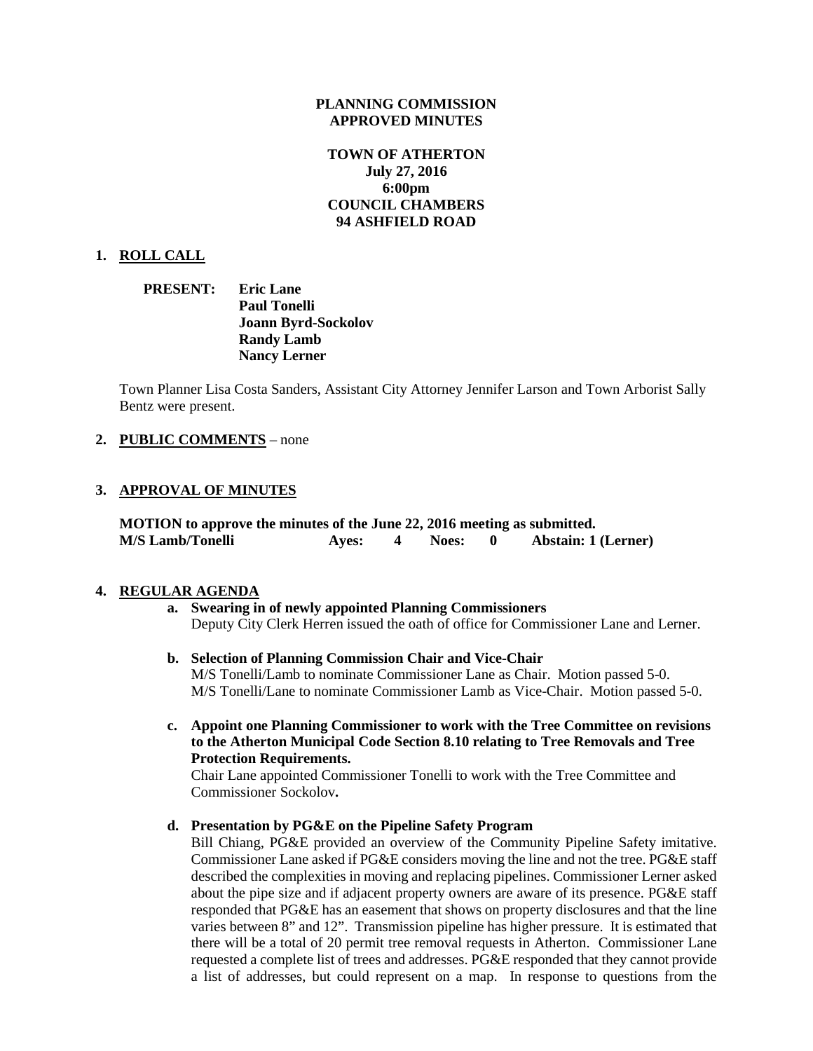**PLANNING COMMISSION**
**APPROVED MINUTES**

**TOWN OF ATHERTON**
**July 27, 2016**
**6:00pm**
**COUNCIL CHAMBERS**
**94 ASHFIELD ROAD**

1. **ROLL CALL**

   **PRESENT:** **Eric Lane**
   **Paul Tonelli**
   **Joann Byrd-Sockolov**
   **Randy Lamb**
   **Nancy Lerner**

   Town Planner Lisa Costa Sanders, Assistant City Attorney Jennifer Larson and Town Arborist Sally Bentz were present.

2. **PUBLIC COMMENTS** – none

3. **APPROVAL OF MINUTES**

   **MOTION to approve the minutes of the June 22, 2016 meeting as submitted.**
   **M/S Lamb/Tonelli Ayes: 4 Noes: 0 Abstain: 1 (Lerner)**

4. **REGULAR AGENDA**

   a. **Swearing in of newly appointed Planning Commissioners**
   Deputy City Clerk Herren issued the oath of office for Commissioner Lane and Lerner.

   b. **Selection of Planning Commission Chair and Vice-Chair**
   M/S Tonelli/Lamb to nominate Commissioner Lane as Chair. Motion passed 5-0.
   M/S Tonelli/Lane to nominate Commissioner Lamb as Vice-Chair. Motion passed 5-0.

   c. **Appoint one Planning Commissioner to work with the Tree Committee on revisions to the Atherton Municipal Code Section 8.10 relating to Tree Removals and Tree Protection Requirements.**
   Chair Lane appointed Commissioner Tonelli to work with the Tree Committee and Commissioner Sockolov**.**

   d. **Presentation by PG&E on the Pipeline Safety Program**
   Bill Chiang, PG&E provided an overview of the Community Pipeline Safety imitative. Commissioner Lane asked if PG&E considers moving the line and not the tree. PG&E staff described the complexities in moving and replacing pipelines. Commissioner Lerner asked about the pipe size and if adjacent property owners are aware of its presence. PG&E staff responded that PG&E has an easement that shows on property disclosures and that the line varies between 8" and 12". Transmission pipeline has higher pressure. It is estimated that there will be a total of 20 permit tree removal requests in Atherton. Commissioner Lane requested a complete list of trees and addresses. PG&E responded that they cannot provide a list of addresses, but could represent on a map. In response to questions from the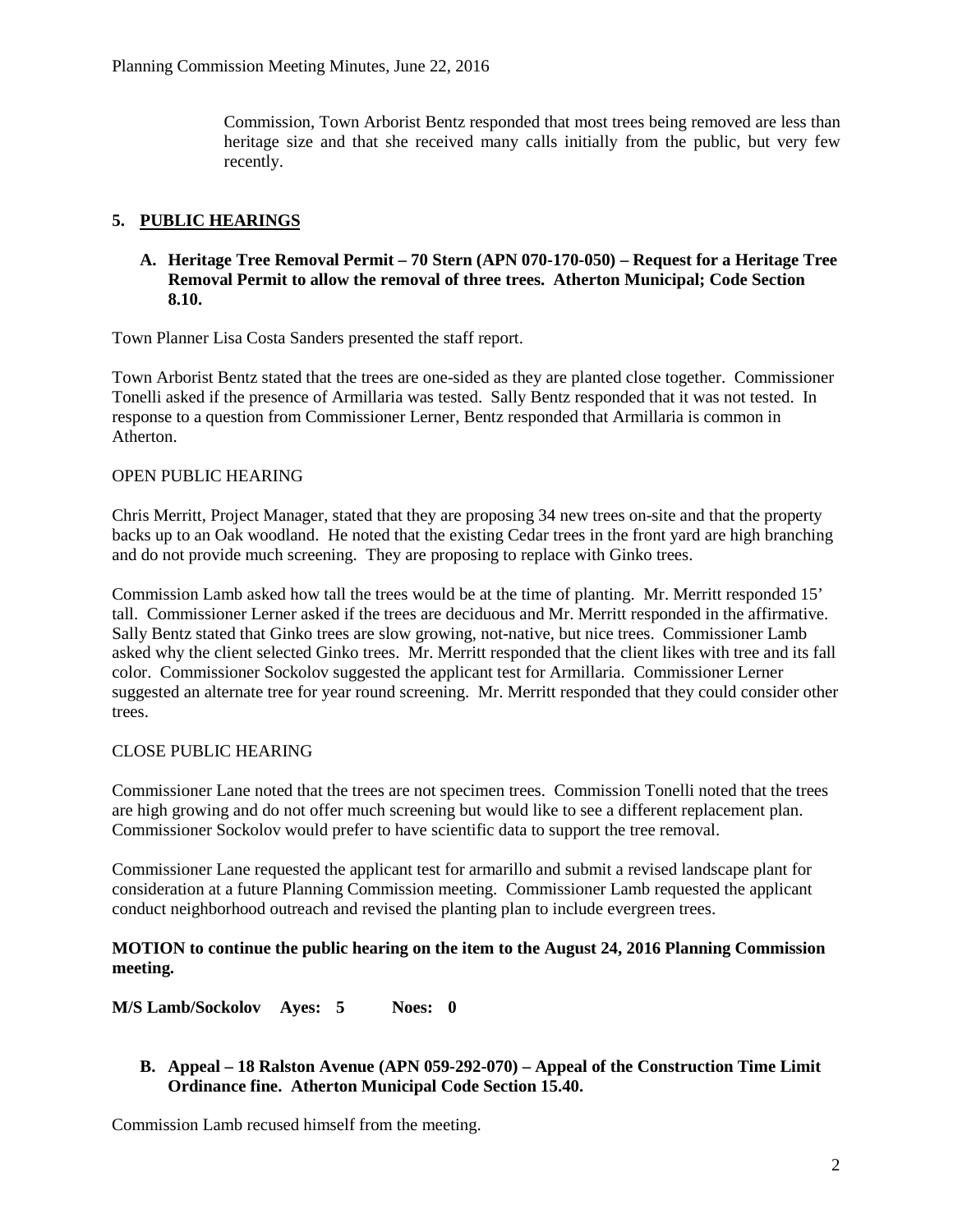Commission, Town Arborist Bentz responded that most trees being removed are less than heritage size and that she received many calls initially from the public, but very few recently.

## 5. PUBLIC HEARINGS

### A. Heritage Tree Removal Permit – 70 Stern (APN 070-170-050) – Request for a Heritage Tree Removal Permit to allow the removal of three trees. Atherton Municipal; Code Section 8.10.

Town Planner Lisa Costa Sanders presented the staff report.

Town Arborist Bentz stated that the trees are one-sided as they are planted close together. Commissioner Tonelli asked if the presence of Armillaria was tested. Sally Bentz responded that it was not tested. In response to a question from Commissioner Lerner, Bentz responded that Armillaria is common in Atherton.

OPEN PUBLIC HEARING

Chris Merritt, Project Manager, stated that they are proposing 34 new trees on-site and that the property backs up to an Oak woodland. He noted that the existing Cedar trees in the front yard are high branching and do not provide much screening. They are proposing to replace with Ginko trees.

Commission Lamb asked how tall the trees would be at the time of planting. Mr. Merritt responded 15' tall. Commissioner Lerner asked if the trees are deciduous and Mr. Merritt responded in the affirmative. Sally Bentz stated that Ginko trees are slow growing, not-native, but nice trees. Commissioner Lamb asked why the client selected Ginko trees. Mr. Merritt responded that the client likes with tree and its fall color. Commissioner Sockolov suggested the applicant test for Armillaria. Commissioner Lerner suggested an alternate tree for year round screening. Mr. Merritt responded that they could consider other trees.

CLOSE PUBLIC HEARING

Commissioner Lane noted that the trees are not specimen trees. Commission Tonelli noted that the trees are high growing and do not offer much screening but would like to see a different replacement plan. Commissioner Sockolov would prefer to have scientific data to support the tree removal.

Commissioner Lane requested the applicant test for armarillo and submit a revised landscape plant for consideration at a future Planning Commission meeting. Commissioner Lamb requested the applicant conduct neighborhood outreach and revised the planting plan to include evergreen trees.

**MOTION to continue the public hearing on the item to the August 24, 2016 Planning Commission meeting.**

**M/S Lamb/Sockolov Ayes: 5 Noes: 0**

### B. Appeal – 18 Ralston Avenue (APN 059-292-070) – Appeal of the Construction Time Limit Ordinance fine. Atherton Municipal Code Section 15.40.

Commission Lamb recused himself from the meeting.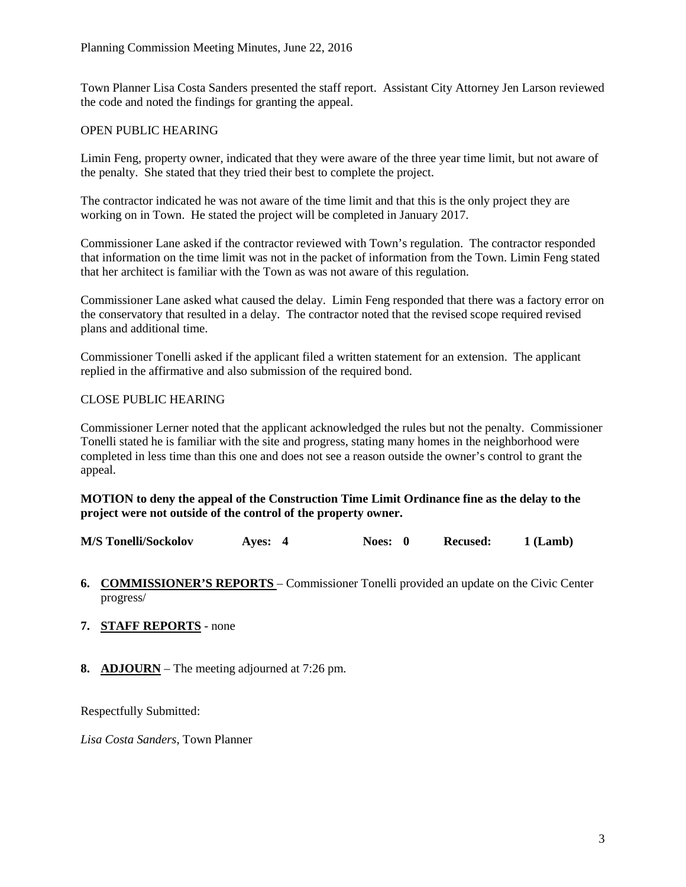Town Planner Lisa Costa Sanders presented the staff report. Assistant City Attorney Jen Larson reviewed the code and noted the findings for granting the appeal.

OPEN PUBLIC HEARING

Limin Feng, property owner, indicated that they were aware of the three year time limit, but not aware of the penalty. She stated that they tried their best to complete the project.

The contractor indicated he was not aware of the time limit and that this is the only project they are working on in Town. He stated the project will be completed in January 2017.

Commissioner Lane asked if the contractor reviewed with Town's regulation. The contractor responded that information on the time limit was not in the packet of information from the Town. Limin Feng stated that her architect is familiar with the Town as was not aware of this regulation.

Commissioner Lane asked what caused the delay. Limin Feng responded that there was a factory error on the conservatory that resulted in a delay. The contractor noted that the revised scope required revised plans and additional time.

Commissioner Tonelli asked if the applicant filed a written statement for an extension. The applicant replied in the affirmative and also submission of the required bond.

CLOSE PUBLIC HEARING

Commissioner Lerner noted that the applicant acknowledged the rules but not the penalty. Commissioner Tonelli stated he is familiar with the site and progress, stating many homes in the neighborhood were completed in less time than this one and does not see a reason outside the owner's control to grant the appeal.

**MOTION to deny the appeal of the Construction Time Limit Ordinance fine as the delay to the project were not outside of the control of the property owner.**

**M/S Tonelli/Sockolov Ayes: 4 Noes: 0 Recused: 1 (Lamb)**

6. **COMMISSIONER'S REPORTS** – Commissioner Tonelli provided an update on the Civic Center progress/

7. **STAFF REPORTS** - none

8. **ADJOURN** – The meeting adjourned at 7:26 pm.

Respectfully Submitted:

*Lisa Costa Sanders*, Town Planner